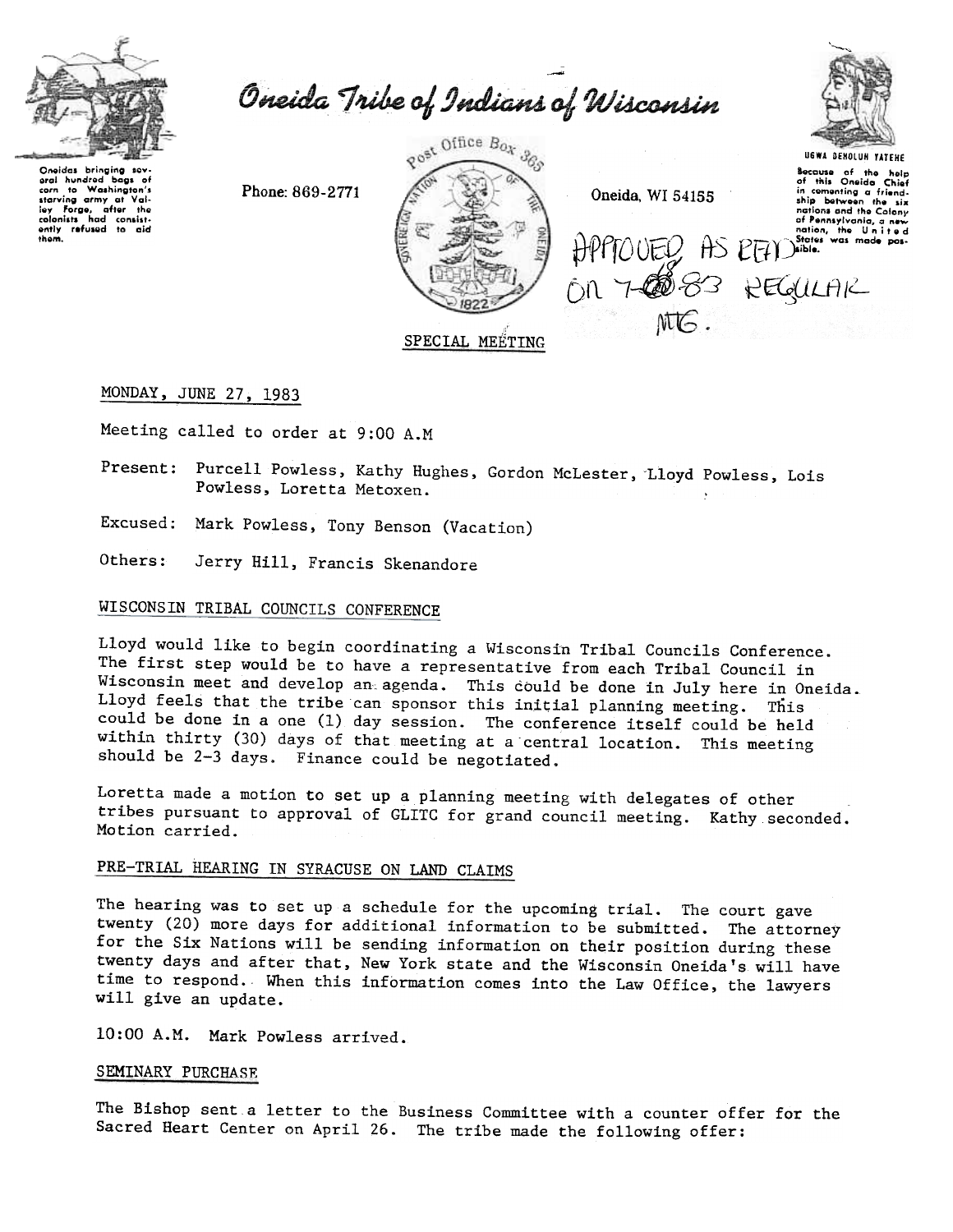# Oneida Tribe of Indians of Wisconsin

Oneidas bringing several hundred bags of corn to Washington's starving army at Valley Forge, after the colonists had consistently refused to aid them.

Phone: 869-2771

Post Office Box 365

Oneida, WI 54155

UGWA DEMOLUH YATEHE

Because of the help of this Oneida Chief in cementing a friendship between the six nations and the Colony of Pennsylvania, a new nation, the United States was made possible.

APPROVED AS READ ON 7-18-83 REGULAR MTG.

SPECIAL MEETING

MONDAY, JUNE 27, 1983

Meeting called to order at 9:00 A.M

Present: Purcell Powless, Kathy Hughes, Gordon McLester, Lloyd Powless, Lois Powless, Loretta Metoxen.

Excused: Mark Powless, Tony Benson (Vacation)

Others: Jerry Hill, Francis Skenandore

## WISCONSIN TRIBAL COUNCILS CONFERENCE

Lloyd would like to begin coordinating a Wisconsin Tribal Councils Conference. The first step would be to have a representative from each Tribal Council in Wisconsin meet and develop an agenda. This could be done in July here in Oneida. Lloyd feels that the tribe can sponsor this initial planning meeting. This could be done in a one (1) day session. The conference itself could be held within thirty (30) days of that meeting at a central location. This meeting should be 2-3 days. Finance could be negotiated.

Loretta made a motion to set up a planning meeting with delegates of other tribes pursuant to approval of GLITC for grand council meeting. Kathy seconded. Motion carried.

## PRE-TRIAL HEARING IN SYRACUSE ON LAND CLAIMS

The hearing was to set up a schedule for the upcoming trial. The court gave twenty (20) more days for additional information to be submitted. The attorney for the Six Nations will be sending information on their position during these twenty days and after that, New York state and the Wisconsin Oneida's will have time to respond. When this information comes into the Law Office, the lawyers will give an update.

10:00 A.M. Mark Powless arrived.

## SEMINARY PURCHASE

The Bishop sent a letter to the Business Committee with a counter offer for the Sacred Heart Center on April 26. The tribe made the following offer: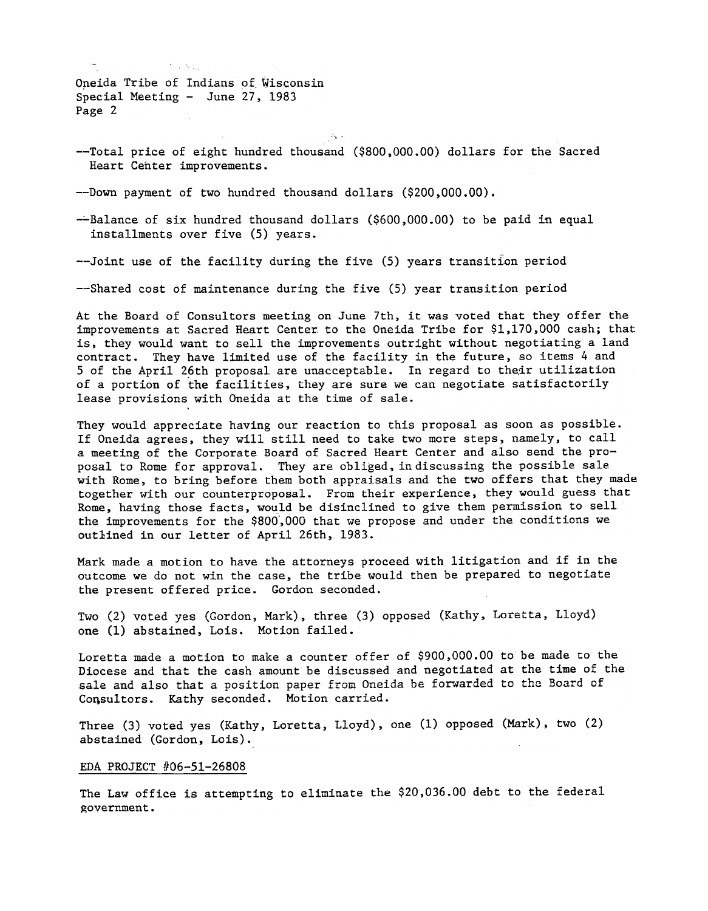--Total price of eight hundred thousand ($800,000.00) dollars for the Sacred Heart Center improvements.

--Down payment of two hundred thousand dollars ($200,000.00).

--Balance of six hundred thousand dollars ($600,000.00) to be paid in equal installments over five (5) years.

--Joint use of the facility during the five (5) years transition period

--Shared cost of maintenance during the five (5) year transition period

At the Board of Consultors meeting on June 7th, it was voted that they offer the improvements at Sacred Heart Center to the Oneida Tribe for $1,170,000 cash; that is, they would want to sell the improvements outright without negotiating a land contract. They have limited use of the facility in the future, so items 4 and 5 of the April 26th proposal are unacceptable. In regard to their utilization of a portion of the facilities, they are sure we can negotiate satisfactorily lease provisions with Oneida at the time of sale.

They would appreciate having our reaction to this proposal as soon as possible. If Oneida agrees, they will still need to take two more steps, namely, to call a meeting of the Corporate Board of Sacred Heart Center and also send the proposal to Rome for approval. They are obliged, in discussing the possible sale with Rome, to bring before them both appraisals and the two offers that they made together with our counterproposal. From their experience, they would guess that Rome, having those facts, would be disinclined to give them permission to sell the improvements for the $800,000 that we propose and under the conditions we outlined in our letter of April 26th, 1983.

Mark made a motion to have the attorneys proceed with litigation and if in the outcome we do not win the case, the tribe would then be prepared to negotiate the present offered price. Gordon seconded.

Two (2) voted yes (Gordon, Mark), three (3) opposed (Kathy, Loretta, Lloyd) one (1) abstained, Lois. Motion failed.

Loretta made a motion to make a counter offer of $900,000.00 to be made to the Diocese and that the cash amount be discussed and negotiated at the time of the sale and also that a position paper from Oneida be forwarded to the Board of Consultors. Kathy seconded. Motion carried.

Three (3) voted yes (Kathy, Loretta, Lloyd), one (1) opposed (Mark), two (2) abstained (Gordon, Lois).

EDA PROJECT #06-51-26808

The Law office is attempting to eliminate the $20,036.00 debt to the federal government.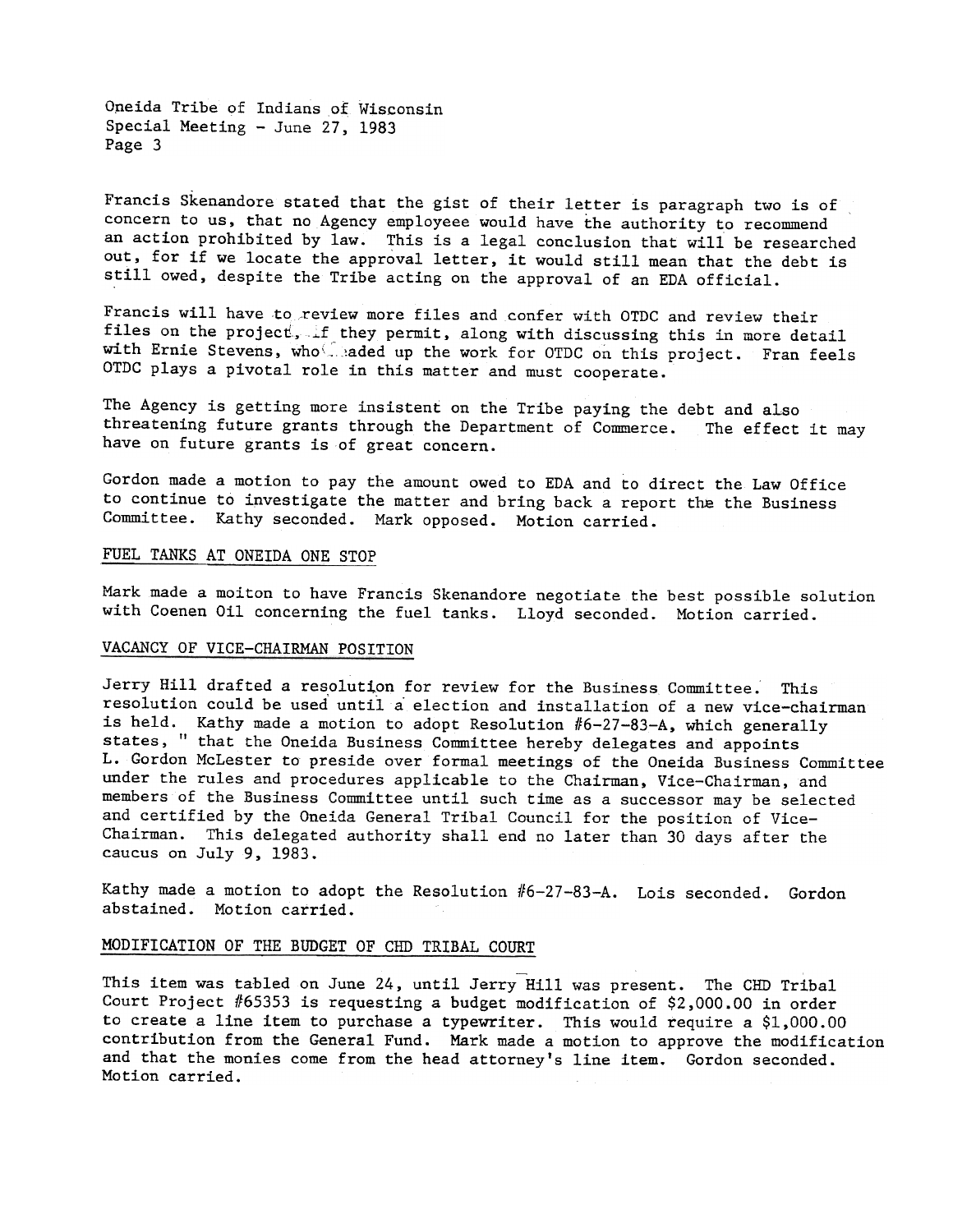Francis Skenandore stated that the gist of their letter is paragraph two is of concern to us, that no Agency employeee would have the authority to recommend an action prohibited by law. This is a legal conclusion that will be researched out, for if we locate the approval letter, it would still mean that the debt is still owed, despite the Tribe acting on the approval of an EDA official.

Francis will have to review more files and confer with OTDC and review their files on the project, if they permit, along with discussing this in more detail with Ernie Stevens, who headed up the work for OTDC on this project. Fran feels OTDC plays a pivotal role in this matter and must cooperate.

The Agency is getting more insistent on the Tribe paying the debt and also threatening future grants through the Department of Commerce. The effect it may have on future grants is of great concern.

Gordon made a motion to pay the amount owed to EDA and to direct the Law Office to continue to investigate the matter and bring back a report the the Business Committee. Kathy seconded. Mark opposed. Motion carried.

## FUEL TANKS AT ONEIDA ONE STOP

Mark made a moiton to have Francis Skenandore negotiate the best possible solution with Coenen Oil concerning the fuel tanks. Lloyd seconded. Motion carried.

## VACANCY OF VICE-CHAIRMAN POSITION

Jerry Hill drafted a resolution for review for the Business Committee. This resolution could be used until a election and installation of a new vice-chairman is held. Kathy made a motion to adopt Resolution #6-27-83-A, which generally states, " that the Oneida Business Committee hereby delegates and appoints L. Gordon McLester to preside over formal meetings of the Oneida Business Committee under the rules and procedures applicable to the Chairman, Vice-Chairman, and members of the Business Committee until such time as a successor may be selected and certified by the Oneida General Tribal Council for the position of Vice-Chairman. This delegated authority shall end no later than 30 days after the caucus on July 9, 1983.

Kathy made a motion to adopt the Resolution #6-27-83-A. Lois seconded. Gordon abstained. Motion carried.

## MODIFICATION OF THE BUDGET OF CHD TRIBAL COURT

This item was tabled on June 24, until Jerry Hill was present. The CHD Tribal Court Project #65353 is requesting a budget modification of $2,000.00 in order to create a line item to purchase a typewriter. This would require a $1,000.00 contribution from the General Fund. Mark made a motion to approve the modification and that the monies come from the head attorney's line item. Gordon seconded. Motion carried.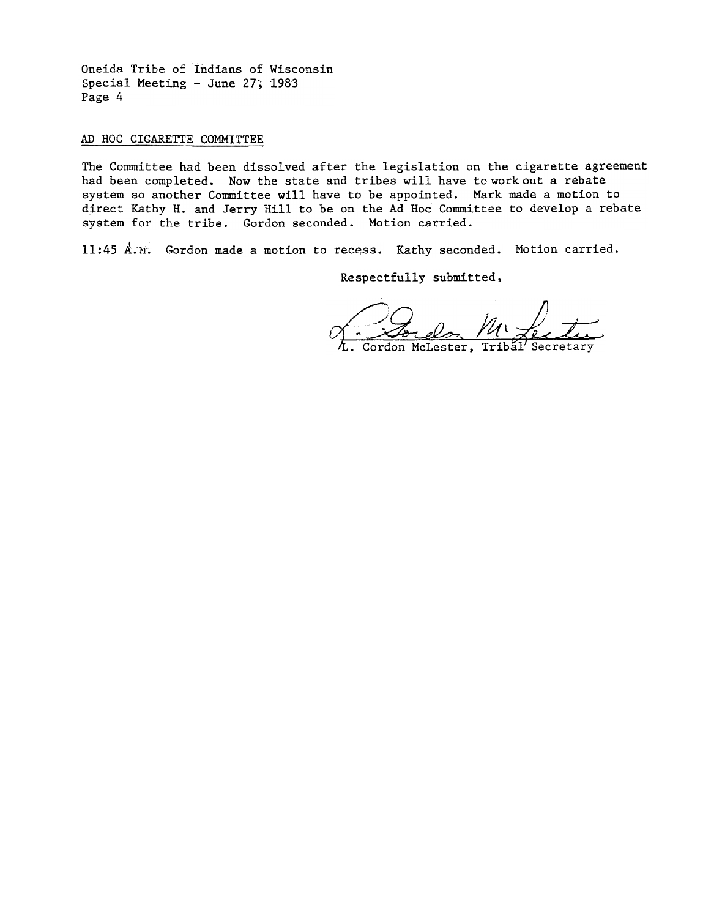## AD HOC CIGARETTE COMMITTEE

The Committee had been dissolved after the legislation on the cigarette agreement had been completed. Now the state and tribes will have to work out a rebate system so another Committee will have to be appointed. Mark made a motion to direct Kathy H. and Jerry Hill to be on the Ad Hoc Committee to develop a rebate system for the tribe. Gordon seconded. Motion carried.

11:45 A.M. Gordon made a motion to recess. Kathy seconded. Motion carried.

Respectfully submitted,

L. Gordon McLester, Tribal Secretary